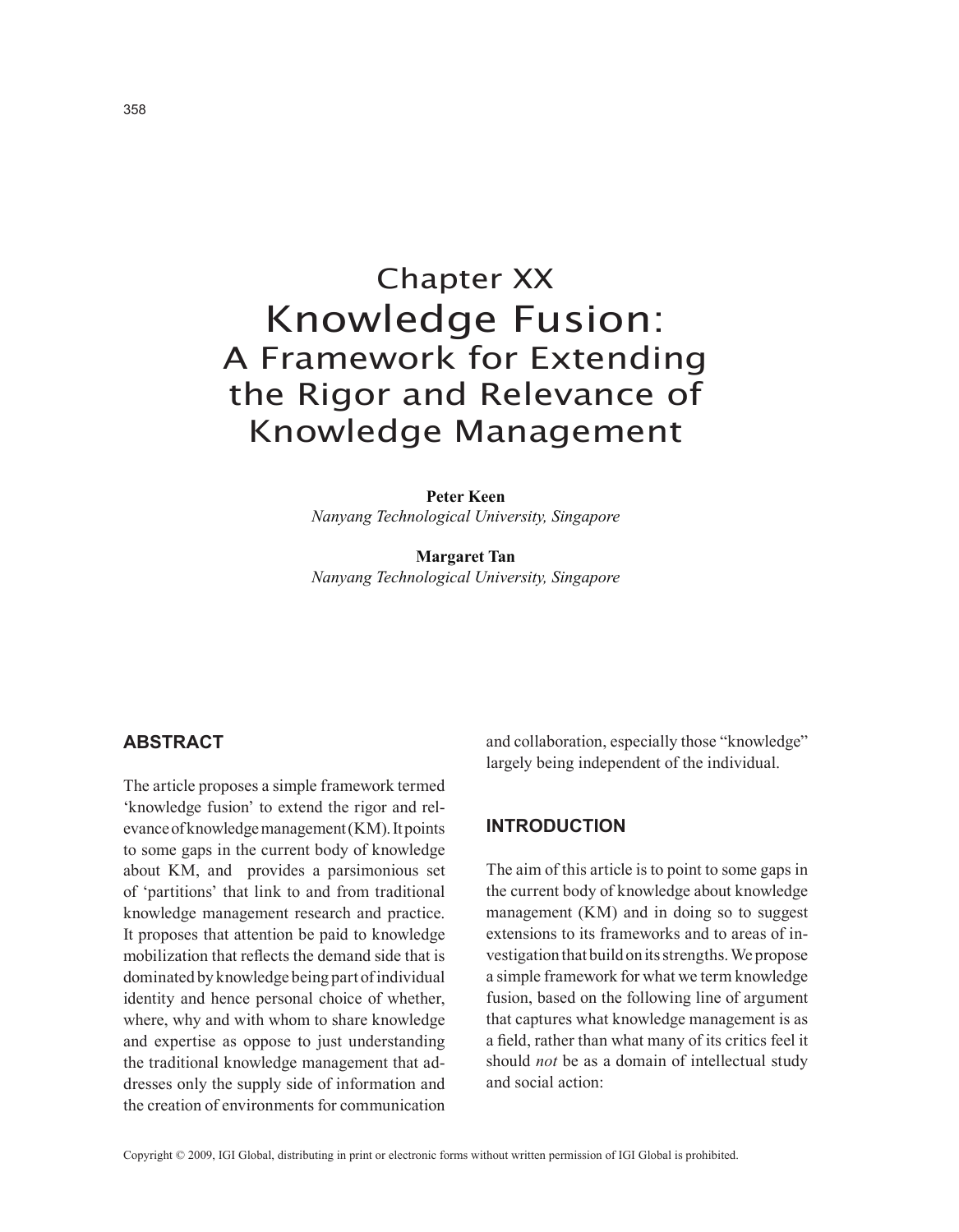# Chapter XX Knowledge Fusion: A Framework for Extending the Rigor and Relevance of Knowledge Management

**Peter Keen**
*Nanyang Technological University, Singapore*

**Margaret Tan**
*Nanyang Technological University, Singapore*

## ABSTRACT

The article proposes a simple framework termed 'knowledge fusion' to extend the rigor and relevance of knowledge management (KM). It points to some gaps in the current body of knowledge about KM, and provides a parsimonious set of 'partitions' that link to and from traditional knowledge management research and practice. It proposes that attention be paid to knowledge mobilization that reflects the demand side that is dominated by knowledge being part of individual identity and hence personal choice of whether, where, why and with whom to share knowledge and expertise as oppose to just understanding the traditional knowledge management that addresses only the supply side of information and the creation of environments for communication and collaboration, especially those "knowledge" largely being independent of the individual.

## INTRODUCTION

The aim of this article is to point to some gaps in the current body of knowledge about knowledge management (KM) and in doing so to suggest extensions to its frameworks and to areas of investigation that build on its strengths. We propose a simple framework for what we term knowledge fusion, based on the following line of argument that captures what knowledge management is as a field, rather than what many of its critics feel it should *not* be as a domain of intellectual study and social action: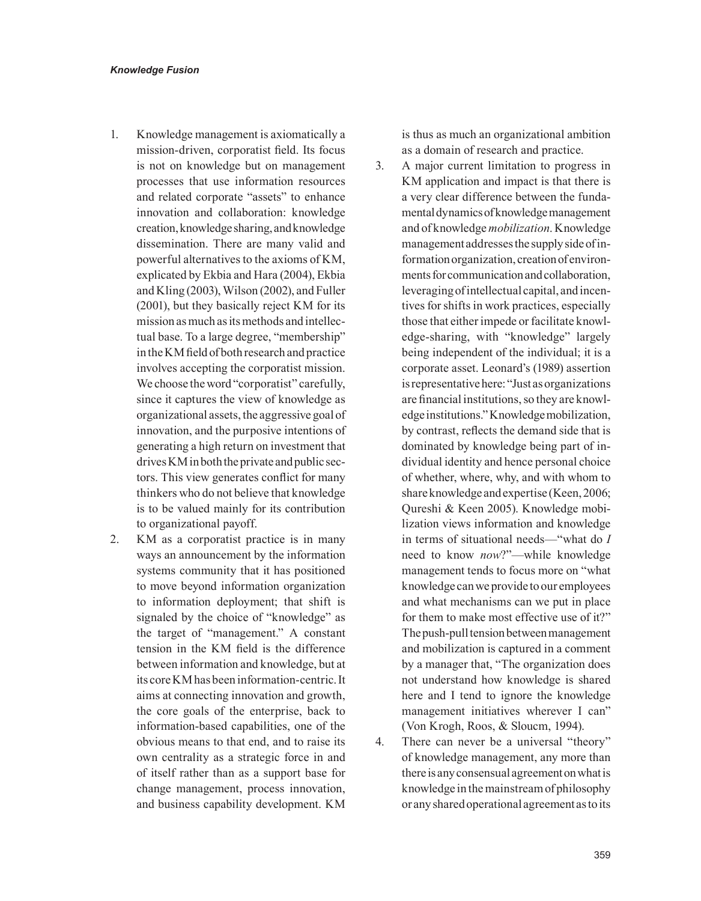1. Knowledge management is axiomatically a mission-driven, corporatist field. Its focus is not on knowledge but on management processes that use information resources and related corporate "assets" to enhance innovation and collaboration: knowledge creation, knowledge sharing, and knowledge dissemination. There are many valid and powerful alternatives to the axioms of KM, explicated by Ekbia and Hara (2004), Ekbia and Kling (2003), Wilson (2002), and Fuller (2001), but they basically reject KM for its mission as much as its methods and intellectual base. To a large degree, "membership" in the KM field of both research and practice involves accepting the corporatist mission. We choose the word "corporatist" carefully, since it captures the view of knowledge as organizational assets, the aggressive goal of innovation, and the purposive intentions of generating a high return on investment that drives KM in both the private and public sectors. This view generates conflict for many thinkers who do not believe that knowledge is to be valued mainly for its contribution to organizational payoff.
2. KM as a corporatist practice is in many ways an announcement by the information systems community that it has positioned to move beyond information organization to information deployment; that shift is signaled by the choice of "knowledge" as the target of "management." A constant tension in the KM field is the difference between information and knowledge, but at its core KM has been information-centric. It aims at connecting innovation and growth, the core goals of the enterprise, back to information-based capabilities, one of the obvious means to that end, and to raise its own centrality as a strategic force in and of itself rather than as a support base for change management, process innovation, and business capability development. KM is thus as much an organizational ambition as a domain of research and practice.
3. A major current limitation to progress in KM application and impact is that there is a very clear difference between the fundamental dynamics of knowledge management and of knowledge *mobilization*. Knowledge management addresses the supply side of information organization, creation of environments for communication and collaboration, leveraging of intellectual capital, and incentives for shifts in work practices, especially those that either impede or facilitate knowledge-sharing, with "knowledge" largely being independent of the individual; it is a corporate asset. Leonard's (1989) assertion is representative here: "Just as organizations are financial institutions, so they are knowledge institutions." Knowledge mobilization, by contrast, reflects the demand side that is dominated by knowledge being part of individual identity and hence personal choice of whether, where, why, and with whom to share knowledge and expertise (Keen, 2006; Qureshi & Keen 2005). Knowledge mobilization views information and knowledge in terms of situational needs—"what do *I* need to know *now*?"—while knowledge management tends to focus more on "what knowledge can we provide to our employees and what mechanisms can we put in place for them to make most effective use of it?" The push-pull tension between management and mobilization is captured in a comment by a manager that, "The organization does not understand how knowledge is shared here and I tend to ignore the knowledge management initiatives wherever I can" (Von Krogh, Roos, & Sloucm, 1994).
4. There can never be a universal "theory" of knowledge management, any more than there is any consensual agreement on what is knowledge in the mainstream of philosophy or any shared operational agreement as to its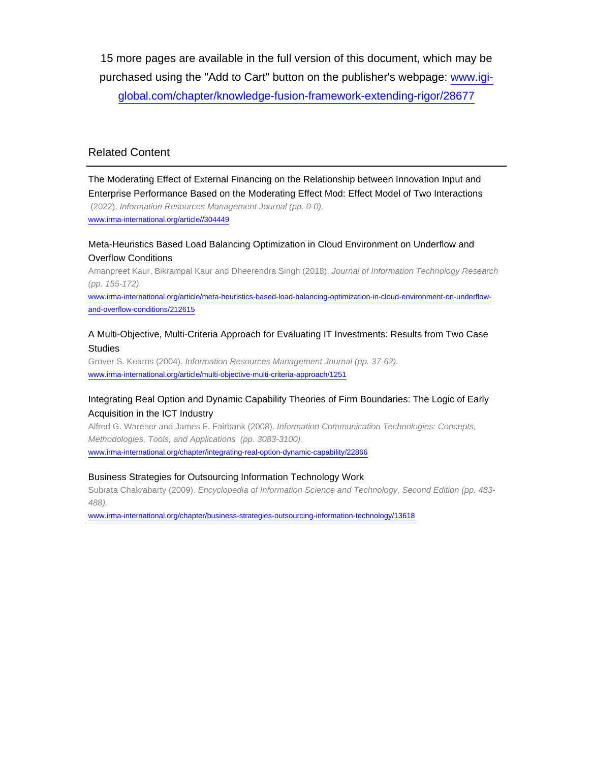15 more pages are available in the full version of this document, which may be purchased using the "Add to Cart" button on the publisher's webpage: [www.igi-global.com/chapter/knowledge-fusion-framework-extending-rigor/28677](www.igi-global.com/chapter/knowledge-fusion-framework-extending-rigor/28677)

## Related Content

The Moderating Effect of External Financing on the Relationship between Innovation Input and Enterprise Performance Based on the Moderating Effect Mod: Effect Model of Two Interactions
(2022). *Information Resources Management Journal (pp. 0-0).*
[www.irma-international.org/article//304449](www.irma-international.org/article//304449)

Meta-Heuristics Based Load Balancing Optimization in Cloud Environment on Underflow and Overflow Conditions
Amanpreet Kaur, Bikrampal Kaur and Dheerendra Singh (2018). *Journal of Information Technology Research (pp. 155-172).*
[www.irma-international.org/article/meta-heuristics-based-load-balancing-optimization-in-cloud-environment-on-underflow-and-overflow-conditions/212615](www.irma-international.org/article/meta-heuristics-based-load-balancing-optimization-in-cloud-environment-on-underflow-and-overflow-conditions/212615)

A Multi-Objective, Multi-Criteria Approach for Evaluating IT Investments: Results from Two Case Studies
Grover S. Kearns (2004). *Information Resources Management Journal (pp. 37-62).*
[www.irma-international.org/article/multi-objective-multi-criteria-approach/1251](www.irma-international.org/article/multi-objective-multi-criteria-approach/1251)

Integrating Real Option and Dynamic Capability Theories of Firm Boundaries: The Logic of Early Acquisition in the ICT Industry
Alfred G. Warener and James F. Fairbank (2008). *Information Communication Technologies: Concepts, Methodologies, Tools, and Applications (pp. 3083-3100).*
[www.irma-international.org/chapter/integrating-real-option-dynamic-capability/22866](www.irma-international.org/chapter/integrating-real-option-dynamic-capability/22866)

Business Strategies for Outsourcing Information Technology Work
Subrata Chakrabarty (2009). *Encyclopedia of Information Science and Technology, Second Edition (pp. 483-488).*
[www.irma-international.org/chapter/business-strategies-outsourcing-information-technology/13618](www.irma-international.org/chapter/business-strategies-outsourcing-information-technology/13618)